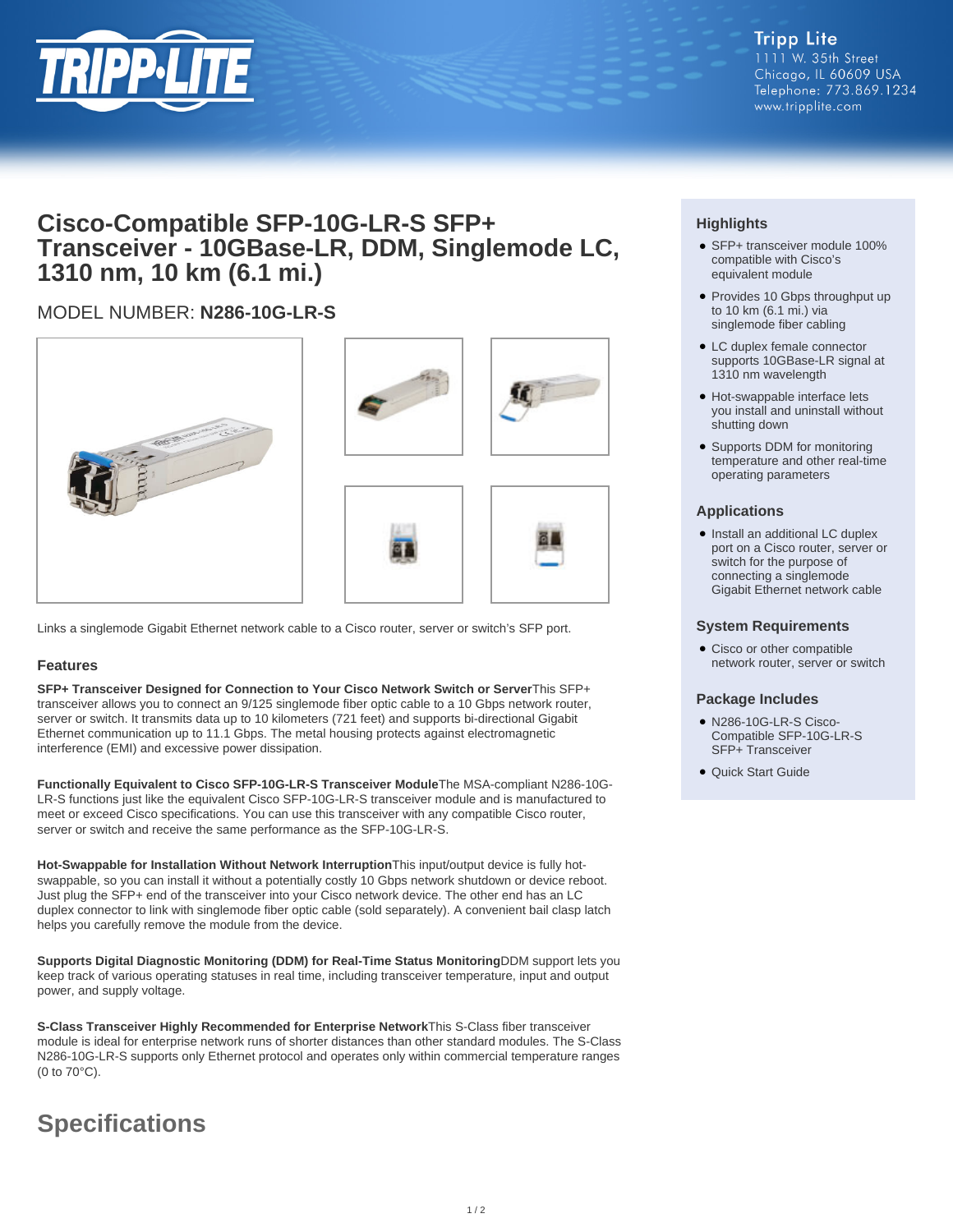Tripp Lite
1111 W. 35th Street
Chicago, IL 60609 USA
Telephone: 773.869.1234
www.tripplite.com

# Cisco-Compatible SFP-10G-LR-S SFP+ Transceiver - 10GBase-LR, DDM, Singlemode LC, 1310 nm, 10 km (6.1 mi.)

MODEL NUMBER: **N286-10G-LR-S**

Links a singlemode Gigabit Ethernet network cable to a Cisco router, server or switch's SFP port.

## Features

**SFP+ Transceiver Designed for Connection to Your Cisco Network Switch or Server**This SFP+ transceiver allows you to connect an 9/125 singlemode fiber optic cable to a 10 Gbps network router, server or switch. It transmits data up to 10 kilometers (721 feet) and supports bi-directional Gigabit Ethernet communication up to 11.1 Gbps. The metal housing protects against electromagnetic interference (EMI) and excessive power dissipation.

**Functionally Equivalent to Cisco SFP-10G-LR-S Transceiver Module**The MSA-compliant N286-10G-LR-S functions just like the equivalent Cisco SFP-10G-LR-S transceiver module and is manufactured to meet or exceed Cisco specifications. You can use this transceiver with any compatible Cisco router, server or switch and receive the same performance as the SFP-10G-LR-S.

**Hot-Swappable for Installation Without Network Interruption**This input/output device is fully hot-swappable, so you can install it without a potentially costly 10 Gbps network shutdown or device reboot. Just plug the SFP+ end of the transceiver into your Cisco network device. The other end has an LC duplex connector to link with singlemode fiber optic cable (sold separately). A convenient bail clasp latch helps you carefully remove the module from the device.

**Supports Digital Diagnostic Monitoring (DDM) for Real-Time Status Monitoring**DDM support lets you keep track of various operating statuses in real time, including transceiver temperature, input and output power, and supply voltage.

**S-Class Transceiver Highly Recommended for Enterprise Network**This S-Class fiber transceiver module is ideal for enterprise network runs of shorter distances than other standard modules. The S-Class N286-10G-LR-S supports only Ethernet protocol and operates only within commercial temperature ranges (0 to 70°C).

## Highlights

- SFP+ transceiver module 100% compatible with Cisco's equivalent module
- Provides 10 Gbps throughput up to 10 km (6.1 mi.) via singlemode fiber cabling
- LC duplex female connector supports 10GBase-LR signal at 1310 nm wavelength
- Hot-swappable interface lets you install and uninstall without shutting down
- Supports DDM for monitoring temperature and other real-time operating parameters

## Applications

- Install an additional LC duplex port on a Cisco router, server or switch for the purpose of connecting a singlemode Gigabit Ethernet network cable

## System Requirements

- Cisco or other compatible network router, server or switch

## Package Includes

- N286-10G-LR-S Cisco-Compatible SFP-10G-LR-S SFP+ Transceiver
- Quick Start Guide

# Specifications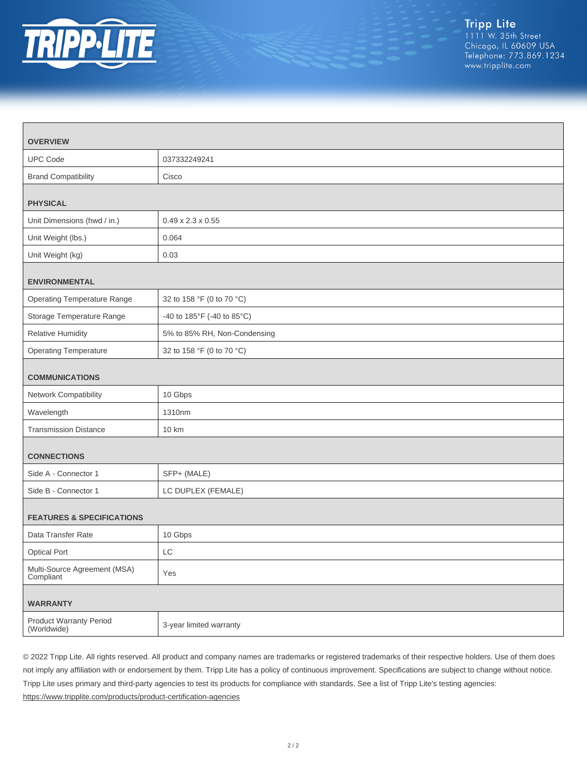Tripp Lite
1111 W. 35th Street
Chicago, IL 60609 USA
Telephone: 773.869.1234
www.tripplite.com

| | |
|---|---|
| **OVERVIEW** | |
| UPC Code | 037332249241 |
| Brand Compatibility | Cisco |
| **PHYSICAL** | |
| Unit Dimensions (hwd / in.) | 0.49 x 2.3 x 0.55 |
| Unit Weight (lbs.) | 0.064 |
| Unit Weight (kg) | 0.03 |
| **ENVIRONMENTAL** | |
| Operating Temperature Range | 32 to 158 °F (0 to 70 °C) |
| Storage Temperature Range | -40 to 185°F (-40 to 85°C) |
| Relative Humidity | 5% to 85% RH, Non-Condensing |
| Operating Temperature | 32 to 158 °F (0 to 70 °C) |
| **COMMUNICATIONS** | |
| Network Compatibility | 10 Gbps |
| Wavelength | 1310nm |
| Transmission Distance | 10 km |
| **CONNECTIONS** | |
| Side A - Connector 1 | SFP+ (MALE) |
| Side B - Connector 1 | LC DUPLEX (FEMALE) |
| **FEATURES & SPECIFICATIONS** | |
| Data Transfer Rate | 10 Gbps |
| Optical Port | LC |
| Multi-Source Agreement (MSA) Compliant | Yes |
| **WARRANTY** | |
| Product Warranty Period (Worldwide) | 3-year limited warranty |

© 2022 Tripp Lite. All rights reserved. All product and company names are trademarks or registered trademarks of their respective holders. Use of them does not imply any affiliation with or endorsement by them. Tripp Lite has a policy of continuous improvement. Specifications are subject to change without notice. Tripp Lite uses primary and third-party agencies to test its products for compliance with standards. See a list of Tripp Lite's testing agencies: https://www.tripplite.com/products/product-certification-agencies